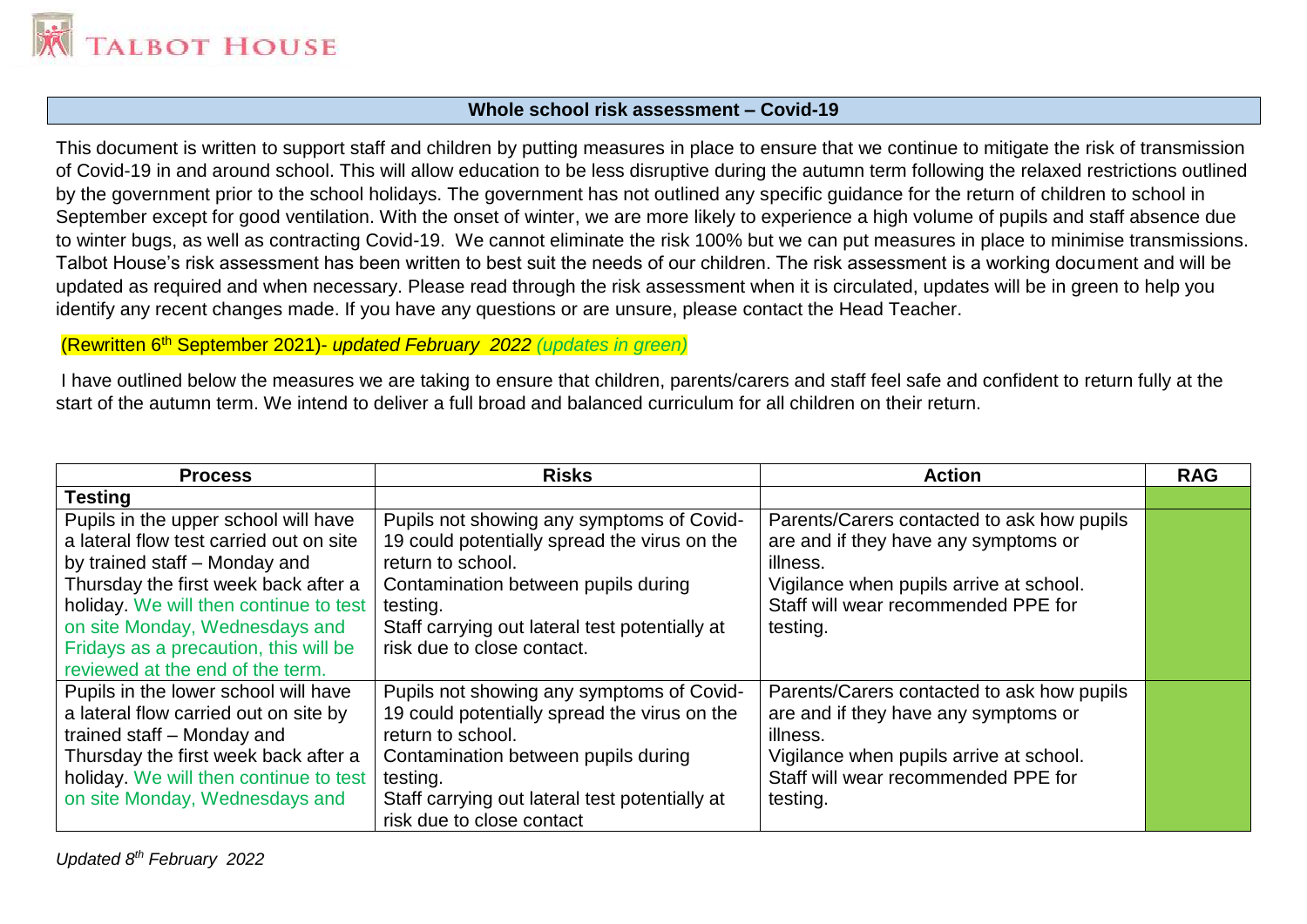# Talbot House

## Whole school risk assessment – Covid-19

This document is written to support staff and children by putting measures in place to ensure that we continue to mitigate the risk of transmission of Covid-19 in and around school. This will allow education to be less disruptive during the autumn term following the relaxed restrictions outlined by the government prior to the school holidays. The government has not outlined any specific guidance for the return of children to school in September except for good ventilation. With the onset of winter, we are more likely to experience a high volume of pupils and staff absence due to winter bugs, as well as contracting Covid-19. We cannot eliminate the risk 100% but we can put measures in place to minimise transmissions. Talbot House's risk assessment has been written to best suit the needs of our children. The risk assessment is a working document and will be updated as required and when necessary. Please read through the risk assessment when it is circulated, updates will be in green to help you identify any recent changes made. If you have any questions or are unsure, please contact the Head Teacher.

(Rewritten 6th September 2021)- *updated February 2022 (updates in green)*

I have outlined below the measures we are taking to ensure that children, parents/carers and staff feel safe and confident to return fully at the start of the autumn term. We intend to deliver a full broad and balanced curriculum for all children on their return.

| Process | Risks | Action | RAG |
|---|---|---|---|
| **Testing** | | | |
| Pupils in the upper school will have a lateral flow test carried out on site by trained staff – Monday and Thursday the first week back after a holiday. We will then continue to test on site Monday, Wednesdays and Fridays as a precaution, this will be reviewed at the end of the term. | Pupils not showing any symptoms of Covid-19 could potentially spread the virus on the return to school.<br>Contamination between pupils during testing.<br>Staff carrying out lateral test potentially at risk due to close contact. | Parents/Carers contacted to ask how pupils are and if they have any symptoms or illness.<br>Vigilance when pupils arrive at school.<br>Staff will wear recommended PPE for testing. | |
| Pupils in the lower school will have a lateral flow carried out on site by trained staff – Monday and Thursday the first week back after a holiday. We will then continue to test on site Monday, Wednesdays and | Pupils not showing any symptoms of Covid-19 could potentially spread the virus on the return to school.<br>Contamination between pupils during testing.<br>Staff carrying out lateral test potentially at risk due to close contact | Parents/Carers contacted to ask how pupils are and if they have any symptoms or illness.<br>Vigilance when pupils arrive at school.<br>Staff will wear recommended PPE for testing. | |

*Updated 8th February 2022*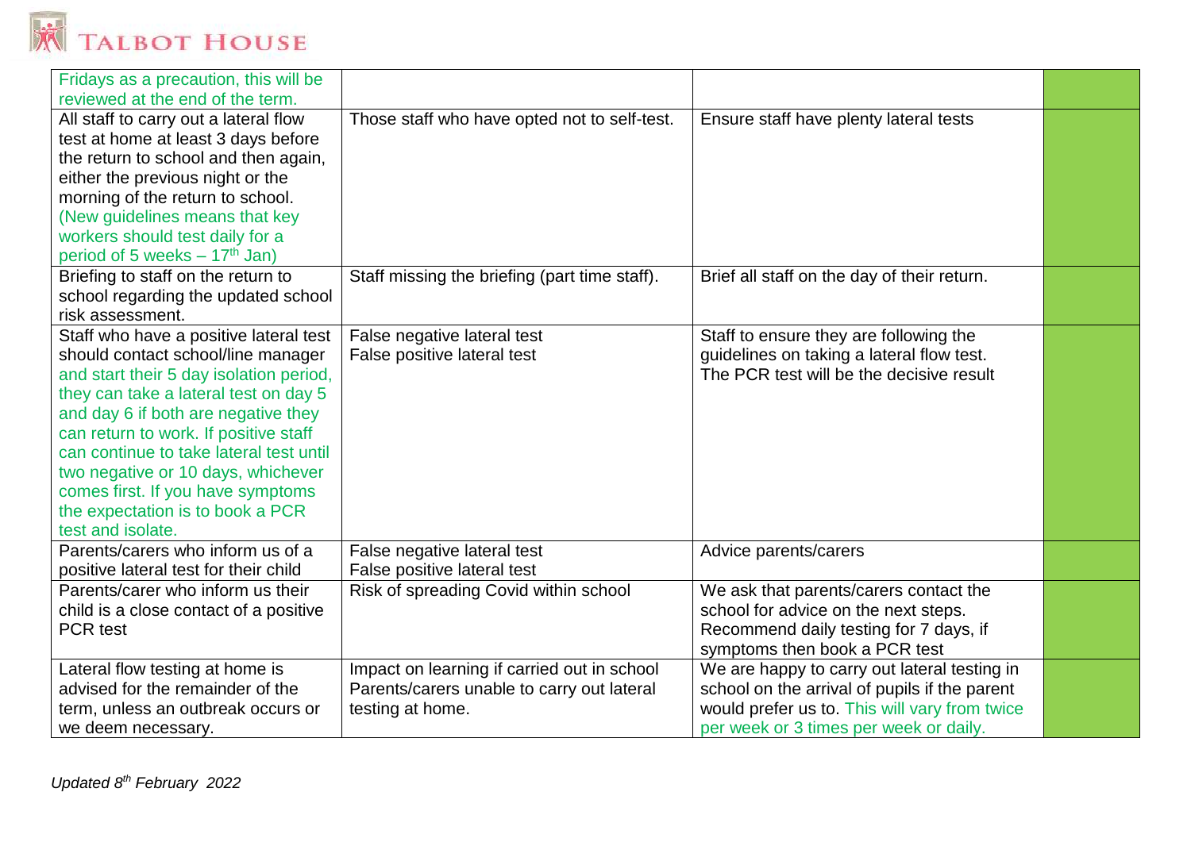| | | | |
|---|---|---|---|
| Fridays as a precaution, this will be reviewed at the end of the term. | | | |
| All staff to carry out a lateral flow test at home at least 3 days before the return to school and then again, either the previous night or the morning of the return to school. (New guidelines means that key workers should test daily for a period of 5 weeks – 17th Jan) | Those staff who have opted not to self-test. | Ensure staff have plenty lateral tests | |
| Briefing to staff on the return to school regarding the updated school risk assessment. | Staff missing the briefing (part time staff). | Brief all staff on the day of their return. | |
| Staff who have a positive lateral test should contact school/line manager and start their 5 day isolation period, they can take a lateral test on day 5 and day 6 if both are negative they can return to work. If positive staff can continue to take lateral test until two negative or 10 days, whichever comes first. If you have symptoms the expectation is to book a PCR test and isolate. | False negative lateral test<br>False positive lateral test | Staff to ensure they are following the guidelines on taking a lateral flow test. The PCR test will be the decisive result | |
| Parents/carers who inform us of a positive lateral test for their child | False negative lateral test<br>False positive lateral test | Advice parents/carers | |
| Parents/carer who inform us their child is a close contact of a positive PCR test | Risk of spreading Covid within school | We ask that parents/carers contact the school for advice on the next steps. Recommend daily testing for 7 days, if symptoms then book a PCR test | |
| Lateral flow testing at home is advised for the remainder of the term, unless an outbreak occurs or we deem necessary. | Impact on learning if carried out in school<br>Parents/carers unable to carry out lateral testing at home. | We are happy to carry out lateral testing in school on the arrival of pupils if the parent would prefer us to. This will vary from twice per week or 3 times per week or daily. | |

*Updated 8th February 2022*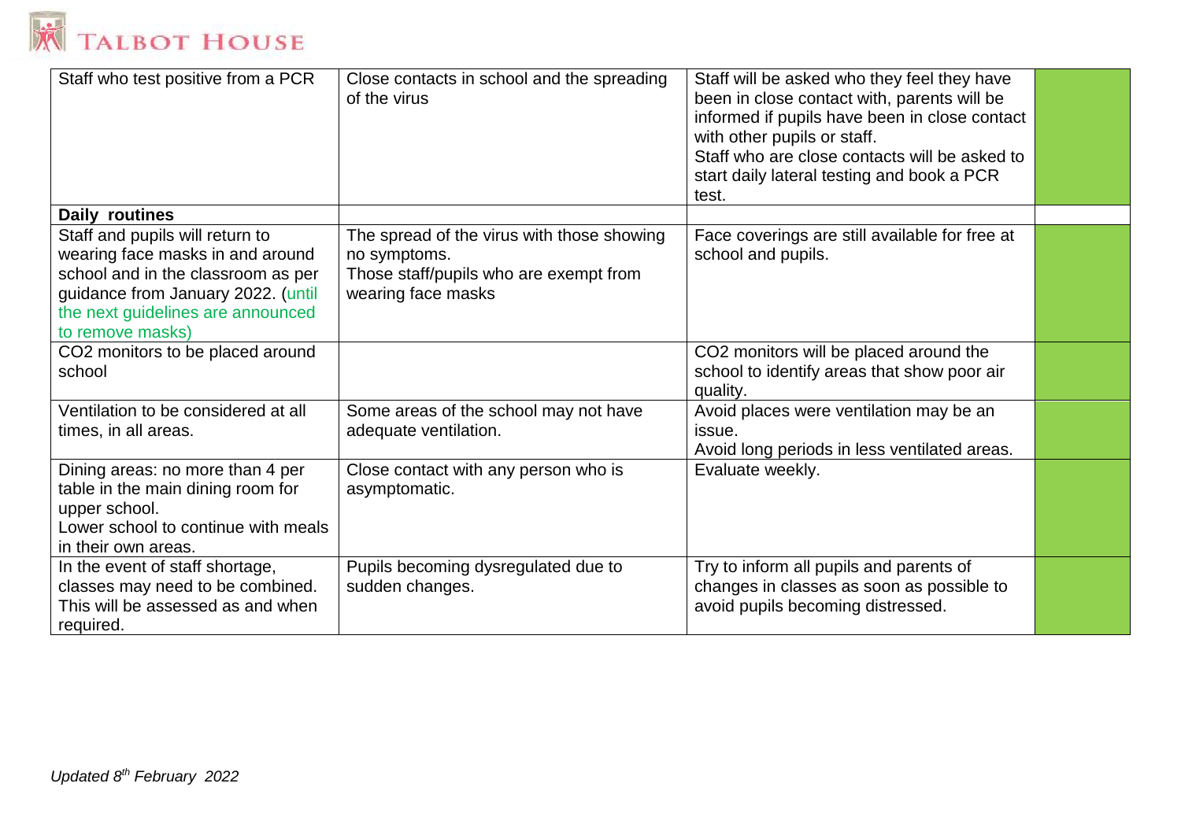| | | | |
|---|---|---|---|
| Staff who test positive from a PCR | Close contacts in school and the spreading of the virus | Staff will be asked who they feel they have been in close contact with, parents will be informed if pupils have been in close contact with other pupils or staff.<br>Staff who are close contacts will be asked to start daily lateral testing and book a PCR test. | |
| **Daily routines** | | | |
| Staff and pupils will return to wearing face masks in and around school and in the classroom as per guidance from January 2022. (until the next guidelines are announced to remove masks) | The spread of the virus with those showing no symptoms.<br>Those staff/pupils who are exempt from wearing face masks | Face coverings are still available for free at school and pupils. | |
| $CO_2$ monitors to be placed around school | | $CO_2$ monitors will be placed around the school to identify areas that show poor air quality. | |
| Ventilation to be considered at all times, in all areas. | Some areas of the school may not have adequate ventilation. | Avoid places were ventilation may be an issue.<br>Avoid long periods in less ventilated areas. | |
| Dining areas: no more than 4 per table in the main dining room for upper school.<br>Lower school to continue with meals in their own areas. | Close contact with any person who is asymptomatic. | Evaluate weekly. | |
| In the event of staff shortage, classes may need to be combined. This will be assessed as and when required. | Pupils becoming dysregulated due to sudden changes. | Try to inform all pupils and parents of changes in classes as soon as possible to avoid pupils becoming distressed. | |

*Updated 8th February 2022*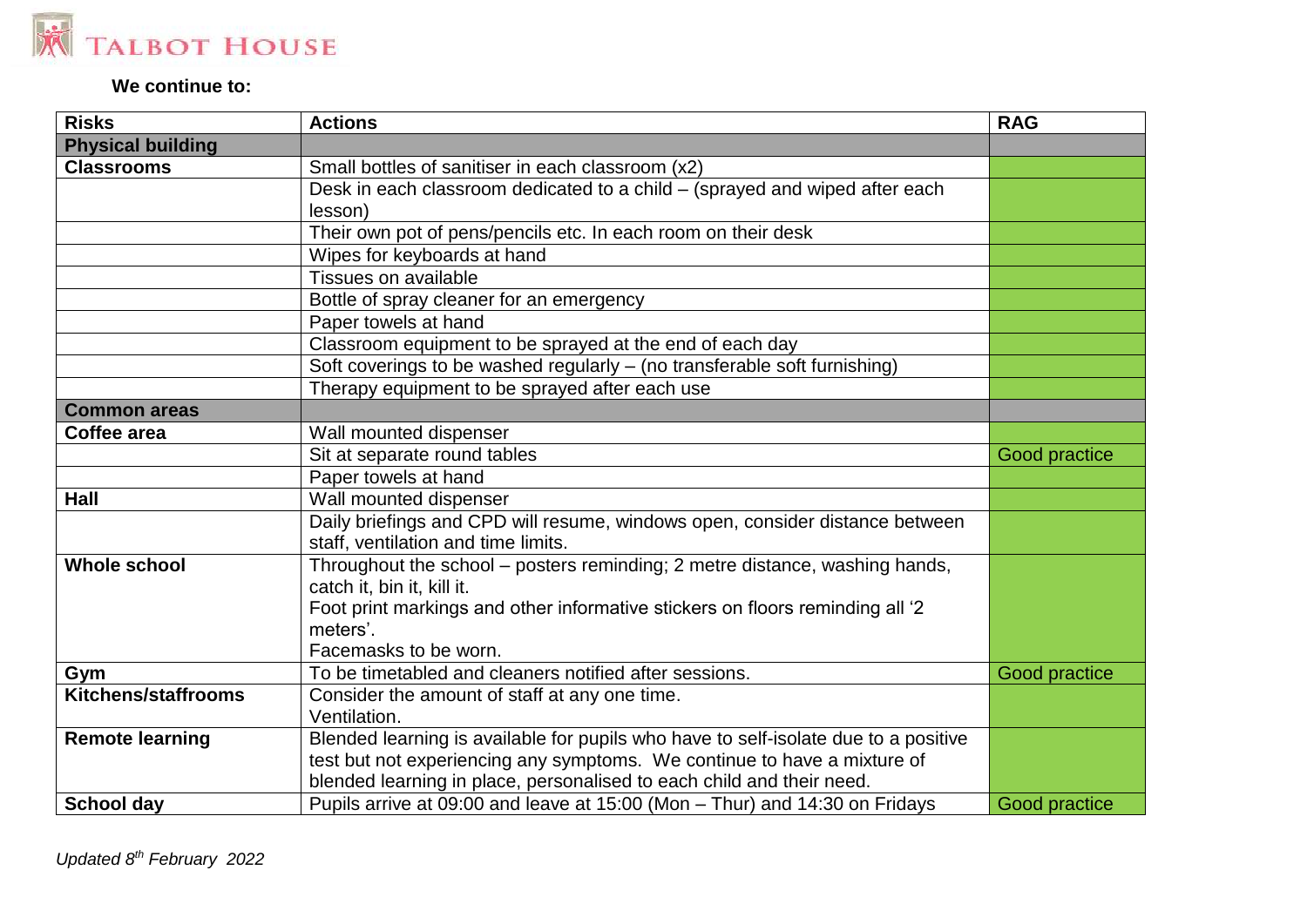**We continue to:**

| Risks | Actions | RAG |
|---|---|---|
| **Physical building** | | |
| **Classrooms** | Small bottles of sanitiser in each classroom (x2) | |
| | Desk in each classroom dedicated to a child – (sprayed and wiped after each lesson) | |
| | Their own pot of pens/pencils etc. In each room on their desk | |
| | Wipes for keyboards at hand | |
| | Tissues on available | |
| | Bottle of spray cleaner for an emergency | |
| | Paper towels at hand | |
| | Classroom equipment to be sprayed at the end of each day | |
| | Soft coverings to be washed regularly – (no transferable soft furnishing) | |
| | Therapy equipment to be sprayed after each use | |
| **Common areas** | | |
| **Coffee area** | Wall mounted dispenser | |
| | Sit at separate round tables | Good practice |
| | Paper towels at hand | |
| **Hall** | Wall mounted dispenser | |
| | Daily briefings and CPD will resume, windows open, consider distance between staff, ventilation and time limits. | |
| **Whole school** | Throughout the school – posters reminding; 2 metre distance, washing hands, catch it, bin it, kill it.<br>Foot print markings and other informative stickers on floors reminding all '2 meters'.<br>Facemasks to be worn. | |
| **Gym** | To be timetabled and cleaners notified after sessions. | Good practice |
| **Kitchens/staffrooms** | Consider the amount of staff at any one time.<br>Ventilation. | |
| **Remote learning** | Blended learning is available for pupils who have to self-isolate due to a positive test but not experiencing any symptoms. We continue to have a mixture of blended learning in place, personalised to each child and their need. | |
| **School day** | Pupils arrive at 09:00 and leave at 15:00 (Mon – Thur) and 14:30 on Fridays | Good practice |

*Updated 8th February 2022*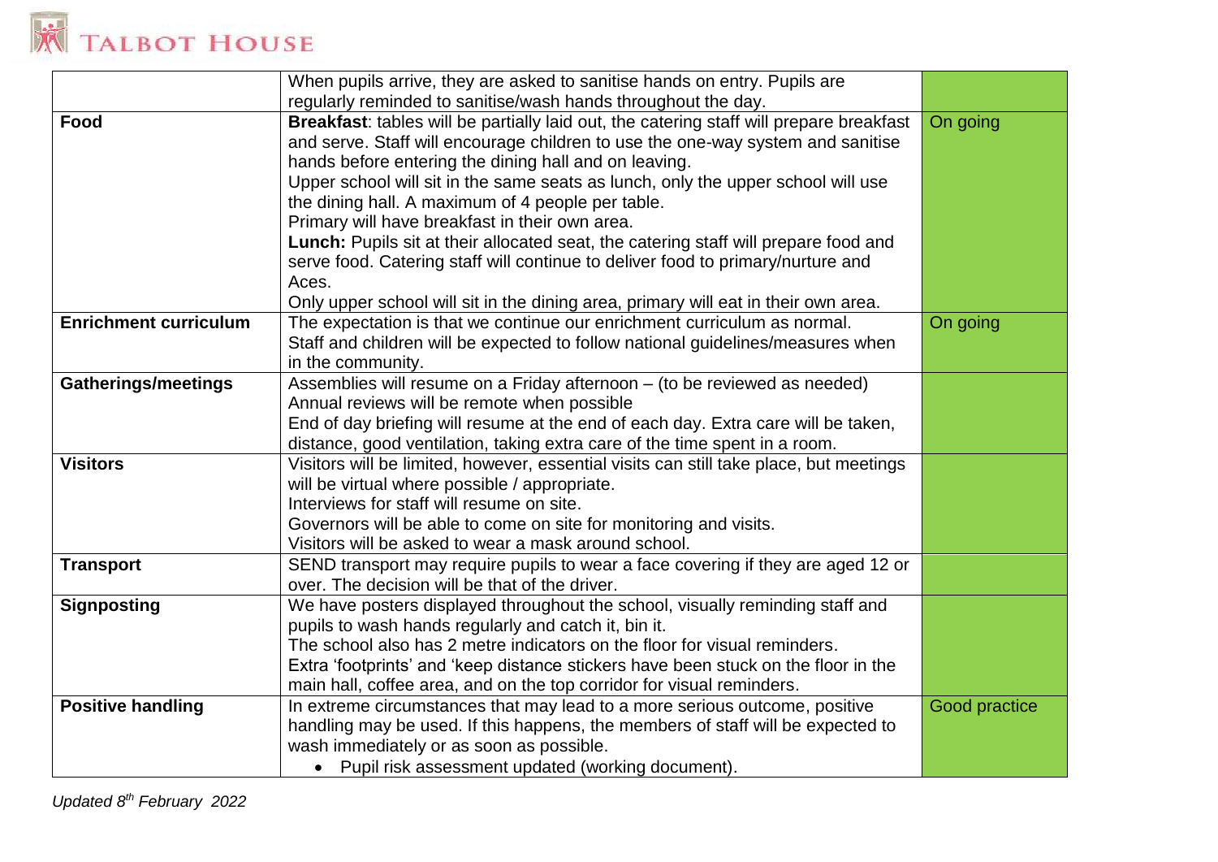| | | |
|---|---|---|
| | When pupils arrive, they are asked to sanitise hands on entry. Pupils are regularly reminded to sanitise/wash hands throughout the day. | |
| **Food** | **Breakfast**: tables will be partially laid out, the catering staff will prepare breakfast and serve. Staff will encourage children to use the one-way system and sanitise hands before entering the dining hall and on leaving.<br>Upper school will sit in the same seats as lunch, only the upper school will use the dining hall. A maximum of 4 people per table.<br>Primary will have breakfast in their own area.<br>**Lunch:** Pupils sit at their allocated seat, the catering staff will prepare food and serve food. Catering staff will continue to deliver food to primary/nurture and Aces.<br>Only upper school will sit in the dining area, primary will eat in their own area. | On going |
| **Enrichment curriculum** | The expectation is that we continue our enrichment curriculum as normal.<br>Staff and children will be expected to follow national guidelines/measures when in the community. | On going |
| **Gatherings/meetings** | Assemblies will resume on a Friday afternoon – (to be reviewed as needed)<br>Annual reviews will be remote when possible<br>End of day briefing will resume at the end of each day. Extra care will be taken, distance, good ventilation, taking extra care of the time spent in a room. | |
| **Visitors** | Visitors will be limited, however, essential visits can still take place, but meetings will be virtual where possible / appropriate.<br>Interviews for staff will resume on site.<br>Governors will be able to come on site for monitoring and visits.<br>Visitors will be asked to wear a mask around school. | |
| **Transport** | SEND transport may require pupils to wear a face covering if they are aged 12 or over. The decision will be that of the driver. | |
| **Signposting** | We have posters displayed throughout the school, visually reminding staff and pupils to wash hands regularly and catch it, bin it.<br>The school also has 2 metre indicators on the floor for visual reminders.<br>Extra 'footprints' and 'keep distance stickers have been stuck on the floor in the main hall, coffee area, and on the top corridor for visual reminders. | |
| **Positive handling** | In extreme circumstances that may lead to a more serious outcome, positive handling may be used. If this happens, the members of staff will be expected to wash immediately or as soon as possible.<br>• Pupil risk assessment updated (working document). | Good practice |

*Updated 8th February 2022*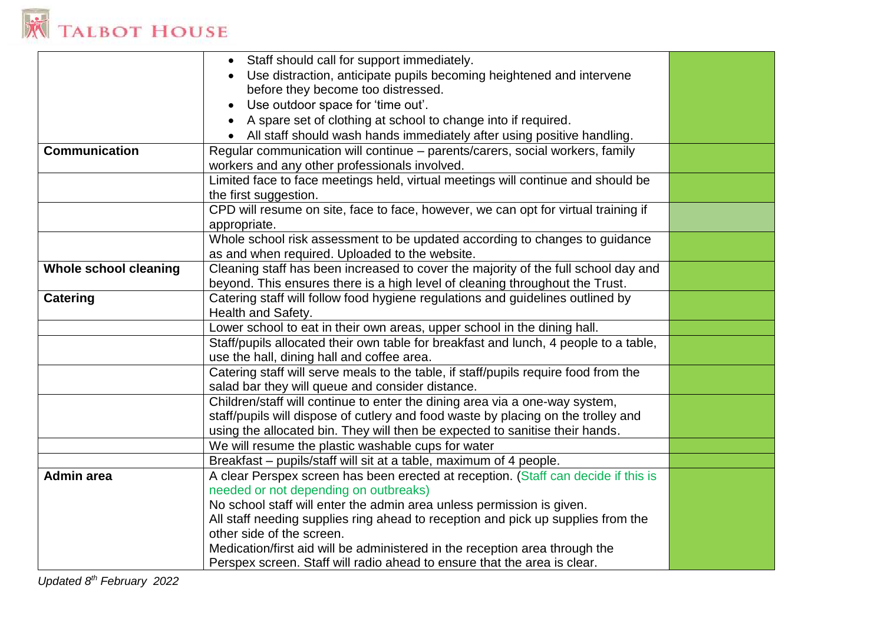| | | |
|---|---|---|
| | • Staff should call for support immediately.<br>• Use distraction, anticipate pupils becoming heightened and intervene before they become too distressed.<br>• Use outdoor space for 'time out'.<br>• A spare set of clothing at school to change into if required.<br>• All staff should wash hands immediately after using positive handling. | |
| **Communication** | Regular communication will continue – parents/carers, social workers, family workers and any other professionals involved. | |
| | Limited face to face meetings held, virtual meetings will continue and should be the first suggestion. | |
| | CPD will resume on site, face to face, however, we can opt for virtual training if appropriate. | |
| | Whole school risk assessment to be updated according to changes to guidance as and when required. Uploaded to the website. | |
| **Whole school cleaning** | Cleaning staff has been increased to cover the majority of the full school day and beyond. This ensures there is a high level of cleaning throughout the Trust. | |
| **Catering** | Catering staff will follow food hygiene regulations and guidelines outlined by Health and Safety. | |
| | Lower school to eat in their own areas, upper school in the dining hall. | |
| | Staff/pupils allocated their own table for breakfast and lunch, 4 people to a table, use the hall, dining hall and coffee area. | |
| | Catering staff will serve meals to the table, if staff/pupils require food from the salad bar they will queue and consider distance. | |
| | Children/staff will continue to enter the dining area via a one-way system, staff/pupils will dispose of cutlery and food waste by placing on the trolley and using the allocated bin. They will then be expected to sanitise their hands. | |
| | We will resume the plastic washable cups for water | |
| | Breakfast – pupils/staff will sit at a table, maximum of 4 people. | |
| **Admin area** | A clear Perspex screen has been erected at reception. (Staff can decide if this is needed or not depending on outbreaks)<br>No school staff will enter the admin area unless permission is given.<br>All staff needing supplies ring ahead to reception and pick up supplies from the other side of the screen.<br>Medication/first aid will be administered in the reception area through the Perspex screen. Staff will radio ahead to ensure that the area is clear. | |

*Updated 8th February 2022*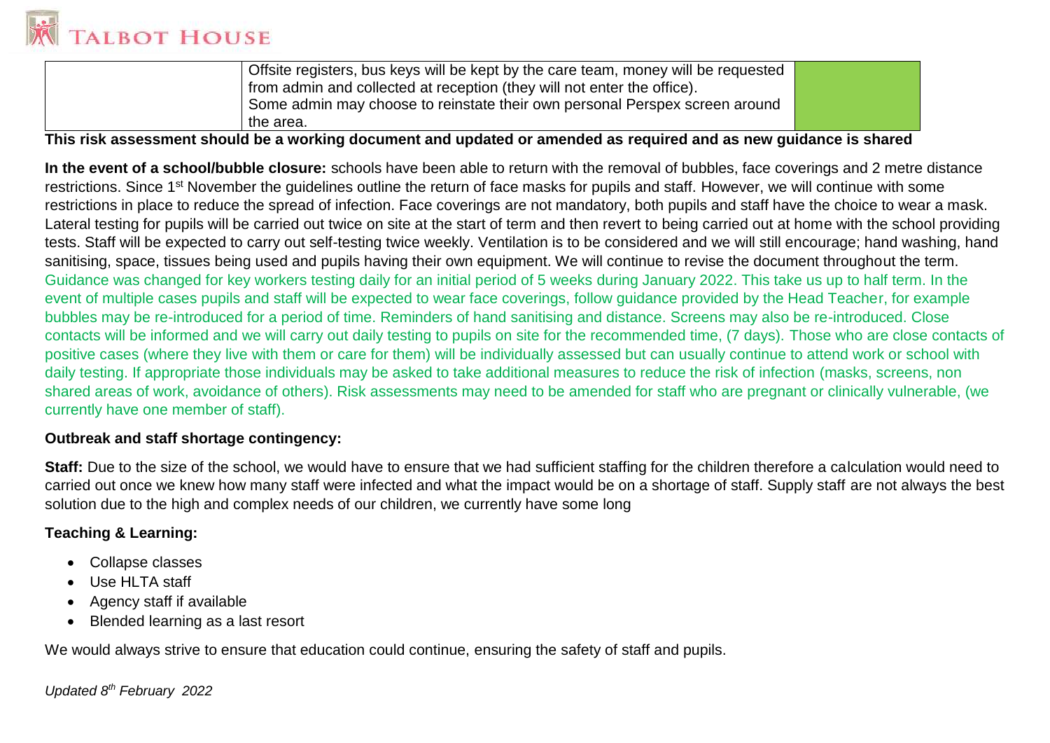| | | |
|---|---|---|
| | Offsite registers, bus keys will be kept by the care team, money will be requested from admin and collected at reception (they will not enter the office).<br>Some admin may choose to reinstate their own personal Perspex screen around the area. | |

**This risk assessment should be a working document and updated or amended as required and as new guidance is shared**

**In the event of a school/bubble closure:** schools have been able to return with the removal of bubbles, face coverings and 2 metre distance restrictions. Since 1st November the guidelines outline the return of face masks for pupils and staff. However, we will continue with some restrictions in place to reduce the spread of infection. Face coverings are not mandatory, both pupils and staff have the choice to wear a mask. Lateral testing for pupils will be carried out twice on site at the start of term and then revert to being carried out at home with the school providing tests. Staff will be expected to carry out self-testing twice weekly. Ventilation is to be considered and we will still encourage; hand washing, hand sanitising, space, tissues being used and pupils having their own equipment. We will continue to revise the document throughout the term. Guidance was changed for key workers testing daily for an initial period of 5 weeks during January 2022. This take us up to half term. In the event of multiple cases pupils and staff will be expected to wear face coverings, follow guidance provided by the Head Teacher, for example bubbles may be re-introduced for a period of time. Reminders of hand sanitising and distance. Screens may also be re-introduced. Close contacts will be informed and we will carry out daily testing to pupils on site for the recommended time, (7 days). Those who are close contacts of positive cases (where they live with them or care for them) will be individually assessed but can usually continue to attend work or school with daily testing. If appropriate those individuals may be asked to take additional measures to reduce the risk of infection (masks, screens, non shared areas of work, avoidance of others). Risk assessments may need to be amended for staff who are pregnant or clinically vulnerable, (we currently have one member of staff).

**Outbreak and staff shortage contingency:**

**Staff:** Due to the size of the school, we would have to ensure that we had sufficient staffing for the children therefore a calculation would need to carried out once we knew how many staff were infected and what the impact would be on a shortage of staff. Supply staff are not always the best solution due to the high and complex needs of our children, we currently have some long

**Teaching & Learning:**

- Collapse classes
- Use HLTA staff
- Agency staff if available
- Blended learning as a last resort

We would always strive to ensure that education could continue, ensuring the safety of staff and pupils.

*Updated 8th February 2022*